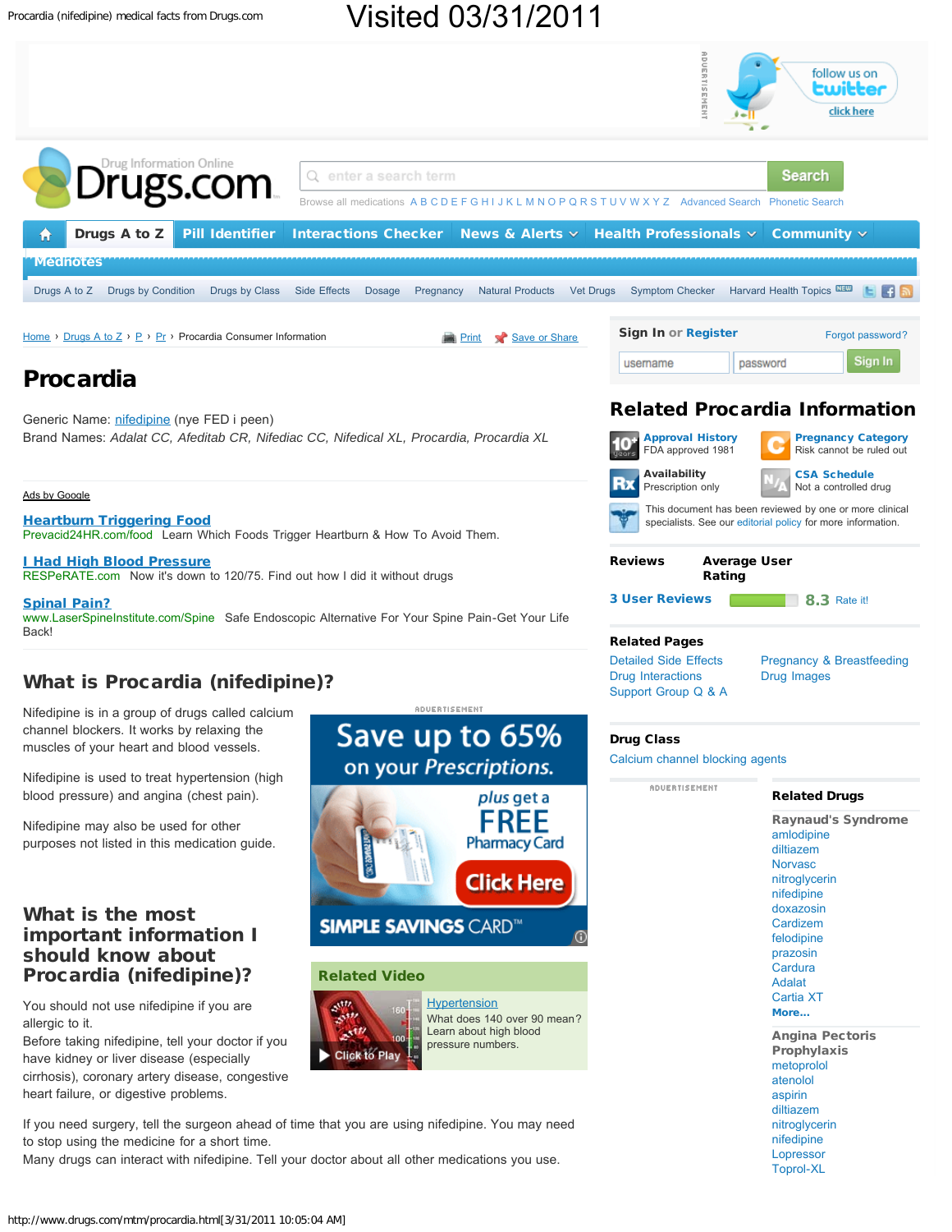Procardia (nifedipine) medical facts from Drugs.com

Visited 03/31/2011

Home › Drugs A to Z › P › Pr › Procardia Consumer Information

# Procardia

Generic Name: nifedipine (nye FED i peen)
Brand Names: *Adalat CC, Afeditab CR, Nifediac CC, Nifedical XL, Procardia, Procardia XL*

Ads by Google

**Heartburn Triggering Food**
Prevacid24HR.com/food Learn Which Foods Trigger Heartburn & How To Avoid Them.

**I Had High Blood Pressure**
RESPeRATE.com Now it's down to 120/75. Find out how I did it without drugs

**Spinal Pain?**
www.LaserSpineInstitute.com/Spine Safe Endoscopic Alternative For Your Spine Pain-Get Your Life Back!

## What is Procardia (nifedipine)?

Nifedipine is in a group of drugs called calcium channel blockers. It works by relaxing the muscles of your heart and blood vessels.

Nifedipine is used to treat hypertension (high blood pressure) and angina (chest pain).

Nifedipine may also be used for other purposes not listed in this medication guide.

## What is the most important information I should know about Procardia (nifedipine)?

You should not use nifedipine if you are allergic to it.

Before taking nifedipine, tell your doctor if you have kidney or liver disease (especially cirrhosis), coronary artery disease, congestive heart failure, or digestive problems.

If you need surgery, tell the surgeon ahead of time that you are using nifedipine. You may need to stop using the medicine for a short time.

Many drugs can interact with nifedipine. Tell your doctor about all other medications you use.

**Related Video**

Hypertension
What does 140 over 90 mean? Learn about high blood pressure numbers.

## Related Procardia Information

**Approval History** FDA approved 1981

**Pregnancy Category** Risk cannot be ruled out

**Availability** Prescription only

**CSA Schedule** Not a controlled drug

This document has been reviewed by one or more clinical specialists. See our editorial policy for more information.

**Reviews** — 3 User Reviews

**Average User Rating** — 8.3 Rate it!

**Related Pages**

- Detailed Side Effects
- Drug Interactions
- Support Group Q & A
- Pregnancy & Breastfeeding
- Drug Images

**Drug Class**

Calcium channel blocking agents

**Related Drugs**

**Raynaud's Syndrome**
amlodipine, diltiazem, Norvasc, nitroglycerin, nifedipine, doxazosin, Cardizem, felodipine, prazosin, Cardura, Adalat, Cartia XT, More...

**Angina Pectoris Prophylaxis**
metoprolol, atenolol, aspirin, diltiazem, nitroglycerin, nifedipine, Lopressor, Toprol-XL

http://www.drugs.com/mtm/procardia.html[3/31/2011 10:05:04 AM]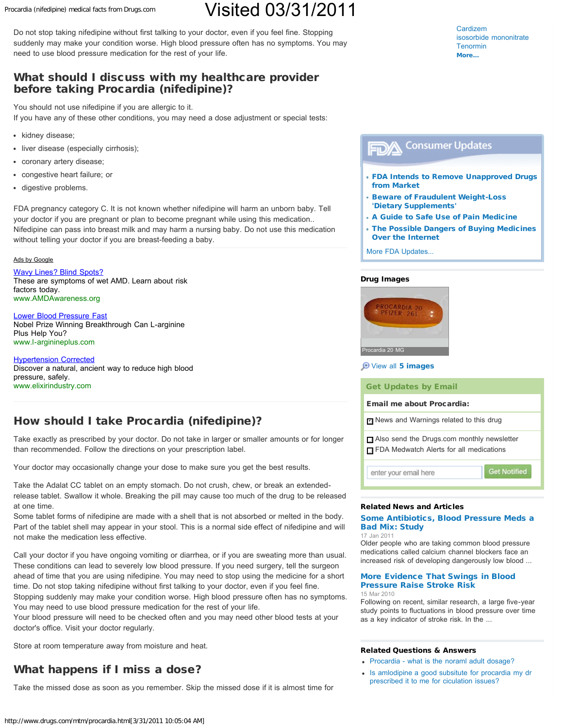Do not stop taking nifedipine without first talking to your doctor, even if you feel fine. Stopping suddenly may make your condition worse. High blood pressure often has no symptoms. You may need to use blood pressure medication for the rest of your life.

## What should I discuss with my healthcare provider before taking Procardia (nifedipine)?

You should not use nifedipine if you are allergic to it.
If you have any of these other conditions, you may need a dose adjustment or special tests:

- kidney disease;
- liver disease (especially cirrhosis);
- coronary artery disease;
- congestive heart failure; or
- digestive problems.

FDA pregnancy category C. It is not known whether nifedipine will harm an unborn baby. Tell your doctor if you are pregnant or plan to become pregnant while using this medication.. Nifedipine can pass into breast milk and may harm a nursing baby. Do not use this medication without telling your doctor if you are breast-feeding a baby.

Ads by Google

Wavy Lines? Blind Spots?
These are symptoms of wet AMD. Learn about risk factors today.
www.AMDAwareness.org

Lower Blood Pressure Fast
Nobel Prize Winning Breakthrough Can L-arginine Plus Help You?
www.l-arginineplus.com

Hypertension Corrected
Discover a natural, ancient way to reduce high blood pressure, safely.
www.elixirindustry.com

## How should I take Procardia (nifedipine)?

Take exactly as prescribed by your doctor. Do not take in larger or smaller amounts or for longer than recommended. Follow the directions on your prescription label.

Your doctor may occasionally change your dose to make sure you get the best results.

Take the Adalat CC tablet on an empty stomach. Do not crush, chew, or break an extended-release tablet. Swallow it whole. Breaking the pill may cause too much of the drug to be released at one time.
Some tablet forms of nifedipine are made with a shell that is not absorbed or melted in the body. Part of the tablet shell may appear in your stool. This is a normal side effect of nifedipine and will not make the medication less effective.

Call your doctor if you have ongoing vomiting or diarrhea, or if you are sweating more than usual. These conditions can lead to severely low blood pressure. If you need surgery, tell the surgeon ahead of time that you are using nifedipine. You may need to stop using the medicine for a short time. Do not stop taking nifedipine without first talking to your doctor, even if you feel fine. Stopping suddenly may make your condition worse. High blood pressure often has no symptoms. You may need to use blood pressure medication for the rest of your life.
Your blood pressure will need to be checked often and you may need other blood tests at your doctor's office. Visit your doctor regularly.

Store at room temperature away from moisture and heat.

## What happens if I miss a dose?

Take the missed dose as soon as you remember. Skip the missed dose if it is almost time for

Cardizem
isosorbide mononitrate
Tenormin
**More...**

**FDA Consumer Updates**

- **FDA Intends to Remove Unapproved Drugs from Market**
- **Beware of Fraudulent Weight-Loss 'Dietary Supplements'**
- **A Guide to Safe Use of Pain Medicine**
- **The Possible Dangers of Buying Medicines Over the Internet**

More FDA Updates...

**Drug Images**

Procardia 20 MG

View all **5 images**

**Get Updates by Email**

**Email me about Procardia:**

- [x] News and Warnings related to this drug
- [ ] Also send the Drugs.com monthly newsletter
- [ ] FDA Medwatch Alerts for all medications

enter your email here | Get Notified

**Related News and Articles**

**Some Antibiotics, Blood Pressure Meds a Bad Mix: Study**
17 Jan 2011
Older people who are taking common blood pressure medications called calcium channel blockers face an increased risk of developing dangerously low blood ...

**More Evidence That Swings in Blood Pressure Raise Stroke Risk**
15 Mar 2010
Following on recent, similar research, a large five-year study points to fluctuations in blood pressure over time as a key indicator of stroke risk. In the ...

**Related Questions & Answers**

- Procardia - what is the noraml adult dosage?
- Is amlodipine a good subsitute for procardia my dr prescribed it to me for ciculation issues?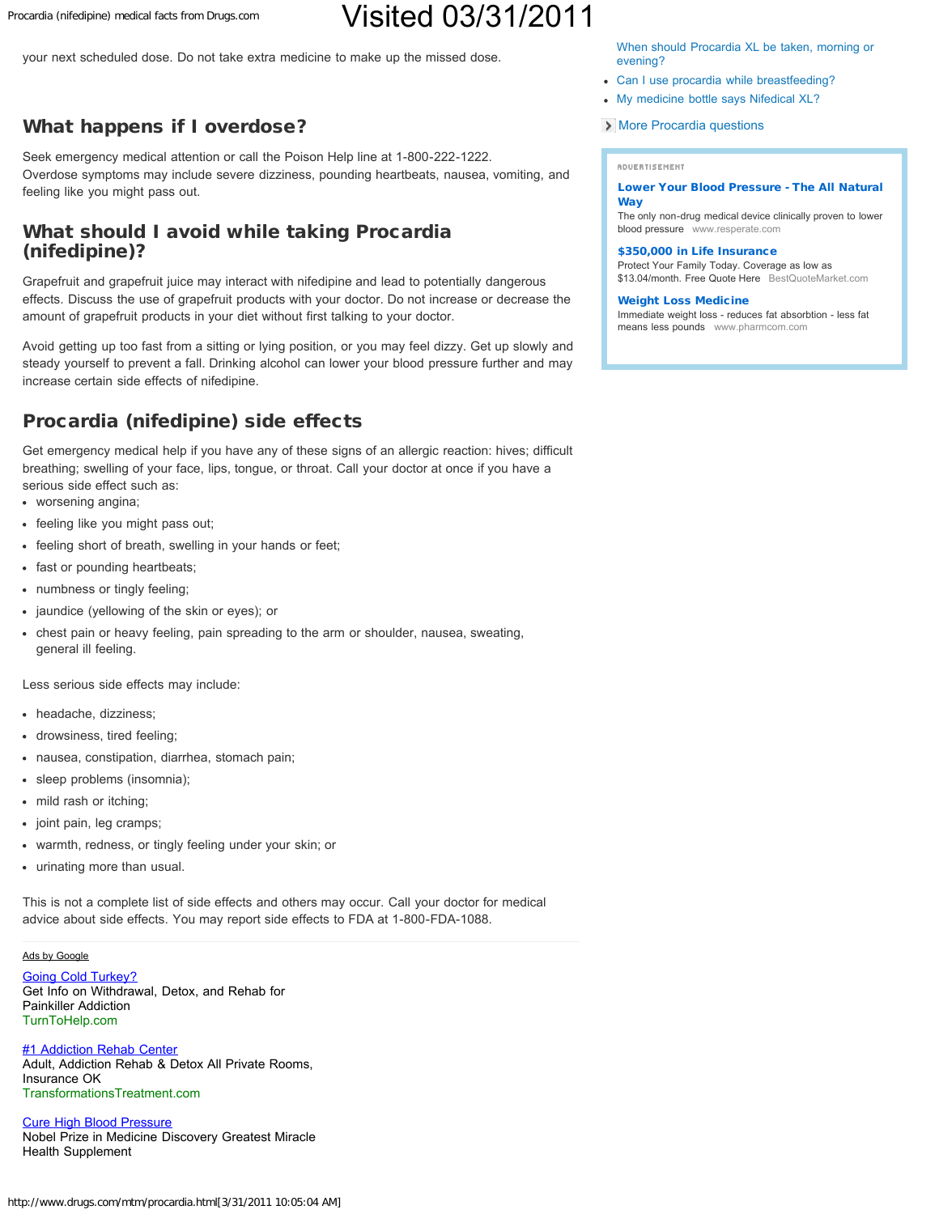your next scheduled dose. Do not take extra medicine to make up the missed dose.

## What happens if I overdose?

Seek emergency medical attention or call the Poison Help line at 1-800-222-1222.
Overdose symptoms may include severe dizziness, pounding heartbeats, nausea, vomiting, and feeling like you might pass out.

## What should I avoid while taking Procardia (nifedipine)?

Grapefruit and grapefruit juice may interact with nifedipine and lead to potentially dangerous effects. Discuss the use of grapefruit products with your doctor. Do not increase or decrease the amount of grapefruit products in your diet without first talking to your doctor.

Avoid getting up too fast from a sitting or lying position, or you may feel dizzy. Get up slowly and steady yourself to prevent a fall. Drinking alcohol can lower your blood pressure further and may increase certain side effects of nifedipine.

## Procardia (nifedipine) side effects

Get emergency medical help if you have any of these signs of an allergic reaction: hives; difficult breathing; swelling of your face, lips, tongue, or throat. Call your doctor at once if you have a serious side effect such as:

- worsening angina;
- feeling like you might pass out;
- feeling short of breath, swelling in your hands or feet;
- fast or pounding heartbeats;
- numbness or tingly feeling;
- jaundice (yellowing of the skin or eyes); or
- chest pain or heavy feeling, pain spreading to the arm or shoulder, nausea, sweating, general ill feeling.

Less serious side effects may include:

- headache, dizziness;
- drowsiness, tired feeling;
- nausea, constipation, diarrhea, stomach pain;
- sleep problems (insomnia);
- mild rash or itching;
- joint pain, leg cramps;
- warmth, redness, or tingly feeling under your skin; or
- urinating more than usual.

This is not a complete list of side effects and others may occur. Call your doctor for medical advice about side effects. You may report side effects to FDA at 1-800-FDA-1088.

Ads by Google

Going Cold Turkey?
Get Info on Withdrawal, Detox, and Rehab for Painkiller Addiction
TurnToHelp.com

#1 Addiction Rehab Center
Adult, Addiction Rehab & Detox All Private Rooms, Insurance OK
TransformationsTreatment.com

Cure High Blood Pressure
Nobel Prize in Medicine Discovery Greatest Miracle Health Supplement

- When should Procardia XL be taken, morning or evening?
- Can I use procardia while breastfeeding?
- My medicine bottle says Nifedical XL?

More Procardia questions

ADVERTISEMENT

**Lower Your Blood Pressure - The All Natural Way**
The only non-drug medical device clinically proven to lower blood pressure www.resperate.com

**$350,000 in Life Insurance**
Protect Your Family Today. Coverage as low as $13.04/month. Free Quote Here BestQuoteMarket.com

**Weight Loss Medicine**
Immediate weight loss - reduces fat absorbtion - less fat means less pounds www.pharmcom.com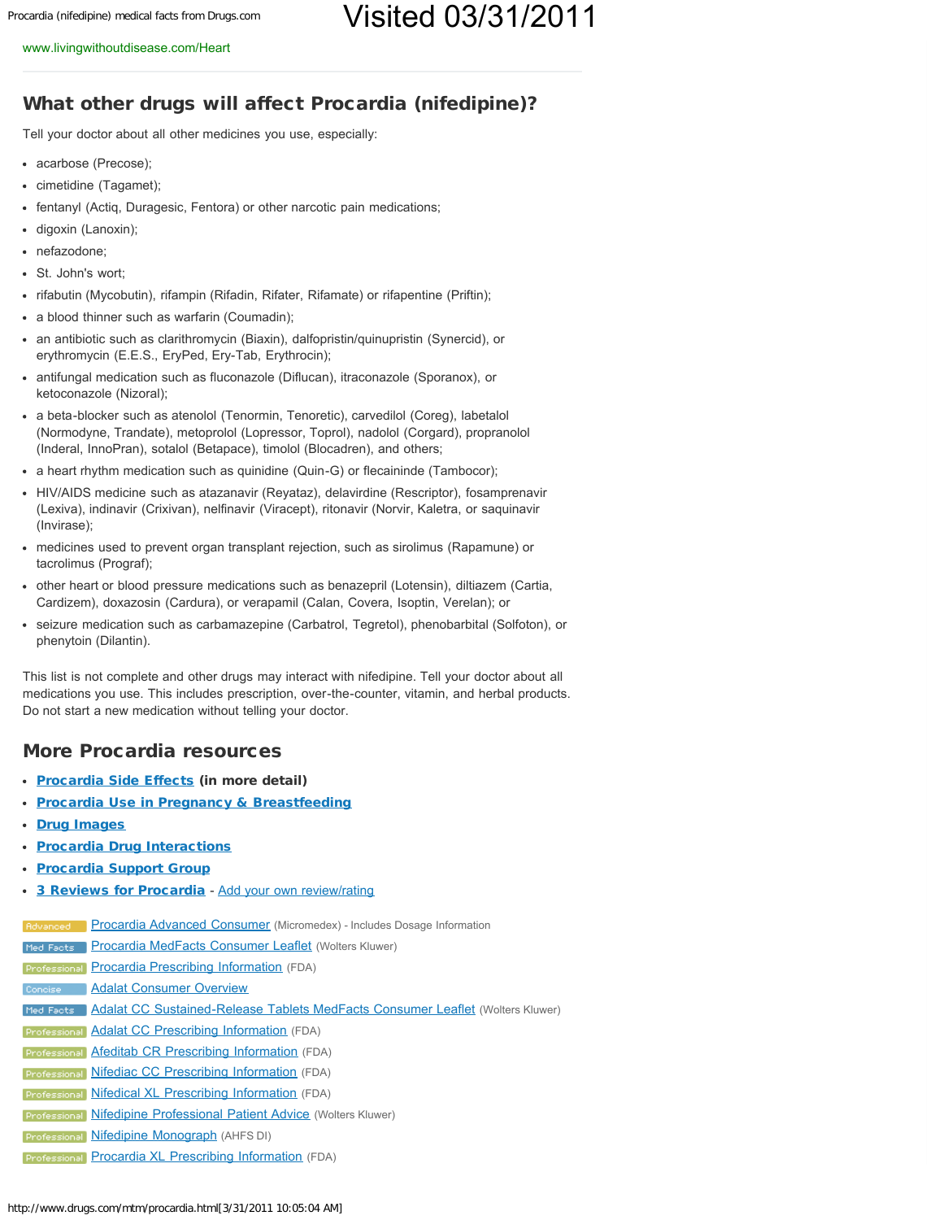www.livingwithoutdisease.com/Heart

## What other drugs will affect Procardia (nifedipine)?

Tell your doctor about all other medicines you use, especially:

- acarbose (Precose);
- cimetidine (Tagamet);
- fentanyl (Actiq, Duragesic, Fentora) or other narcotic pain medications;
- digoxin (Lanoxin);
- nefazodone;
- St. John's wort;
- rifabutin (Mycobutin), rifampin (Rifadin, Rifater, Rifamate) or rifapentine (Priftin);
- a blood thinner such as warfarin (Coumadin);
- an antibiotic such as clarithromycin (Biaxin), dalfopristin/quinupristin (Synercid), or erythromycin (E.E.S., EryPed, Ery-Tab, Erythrocin);
- antifungal medication such as fluconazole (Diflucan), itraconazole (Sporanox), or ketoconazole (Nizoral);
- a beta-blocker such as atenolol (Tenormin, Tenoretic), carvedilol (Coreg), labetalol (Normodyne, Trandate), metoprolol (Lopressor, Toprol), nadolol (Corgard), propranolol (Inderal, InnoPran), sotalol (Betapace), timolol (Blocadren), and others;
- a heart rhythm medication such as quinidine (Quin-G) or flecaininde (Tambocor);
- HIV/AIDS medicine such as atazanavir (Reyataz), delavirdine (Rescriptor), fosamprenavir (Lexiva), indinavir (Crixivan), nelfinavir (Viracept), ritonavir (Norvir, Kaletra, or saquinavir (Invirase);
- medicines used to prevent organ transplant rejection, such as sirolimus (Rapamune) or tacrolimus (Prograf);
- other heart or blood pressure medications such as benazepril (Lotensin), diltiazem (Cartia, Cardizem), doxazosin (Cardura), or verapamil (Calan, Covera, Isoptin, Verelan); or
- seizure medication such as carbamazepine (Carbatrol, Tegretol), phenobarbital (Solfoton), or phenytoin (Dilantin).

This list is not complete and other drugs may interact with nifedipine. Tell your doctor about all medications you use. This includes prescription, over-the-counter, vitamin, and herbal products. Do not start a new medication without telling your doctor.

## More Procardia resources

- **Procardia Side Effects** (in more detail)
- **Procardia Use in Pregnancy & Breastfeeding**
- **Drug Images**
- **Procardia Drug Interactions**
- **Procardia Support Group**
- **3 Reviews for Procardia** - Add your own review/rating

- Advanced: Procardia Advanced Consumer (Micromedex) - Includes Dosage Information
- Med Facts: Procardia MedFacts Consumer Leaflet (Wolters Kluwer)
- Professional: Procardia Prescribing Information (FDA)
- Concise: Adalat Consumer Overview
- Med Facts: Adalat CC Sustained-Release Tablets MedFacts Consumer Leaflet (Wolters Kluwer)
- Professional: Adalat CC Prescribing Information (FDA)
- Professional: Afeditab CR Prescribing Information (FDA)
- Professional: Nifediac CC Prescribing Information (FDA)
- Professional: Nifedical XL Prescribing Information (FDA)
- Professional: Nifedipine Professional Patient Advice (Wolters Kluwer)
- Professional: Nifedipine Monograph (AHFS DI)
- Professional: Procardia XL Prescribing Information (FDA)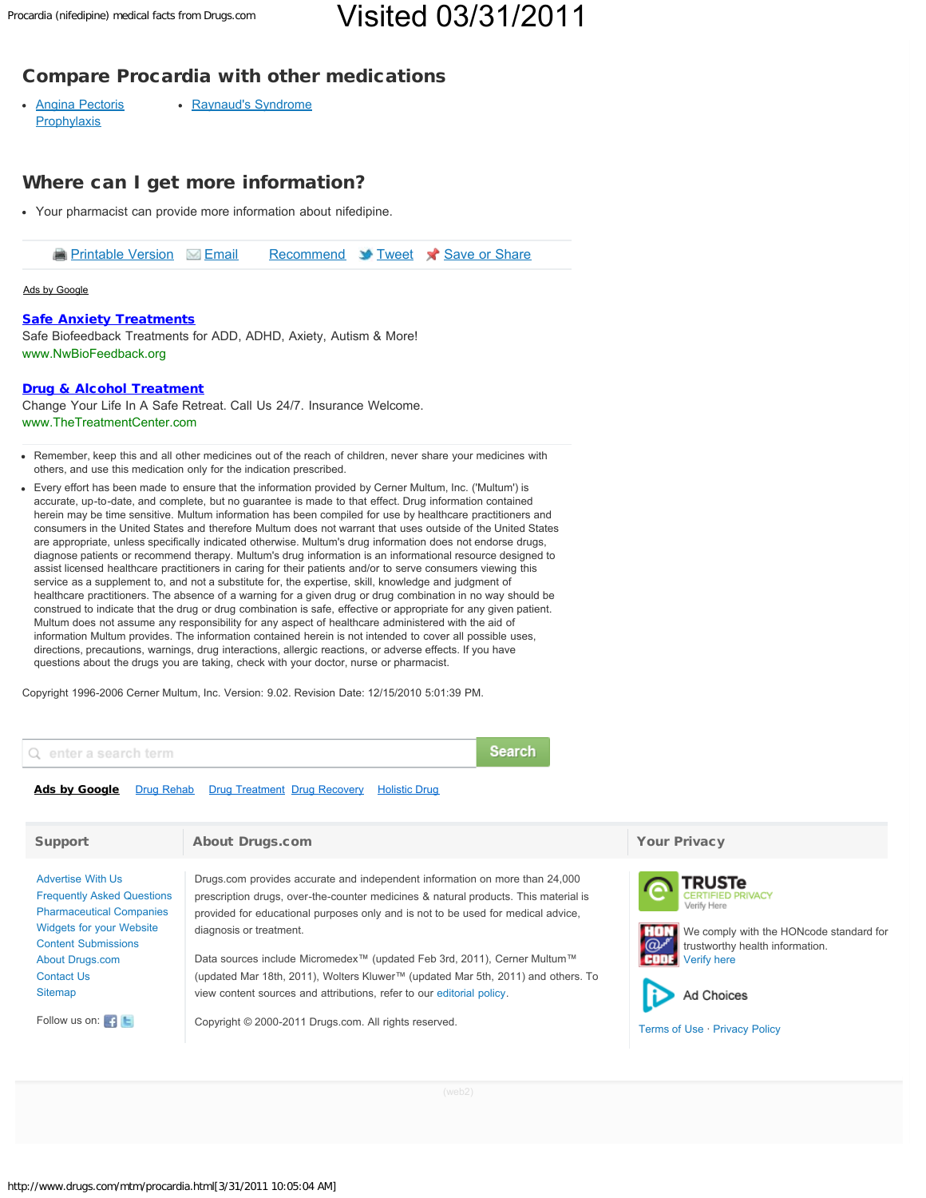## Compare Procardia with other medications

- Angina Pectoris Prophylaxis
- Raynaud's Syndrome

## Where can I get more information?

- Your pharmacist can provide more information about nifedipine.

Printable Version  Email  Recommend  Tweet  Save or Share

Ads by Google

**Safe Anxiety Treatments**
Safe Biofeedback Treatments for ADD, ADHD, Axiety, Autism & More!
www.NwBioFeedback.org

**Drug & Alcohol Treatment**
Change Your Life In A Safe Retreat. Call Us 24/7. Insurance Welcome.
www.TheTreatmentCenter.com

- Remember, keep this and all other medicines out of the reach of children, never share your medicines with others, and use this medication only for the indication prescribed.
- Every effort has been made to ensure that the information provided by Cerner Multum, Inc. ('Multum') is accurate, up-to-date, and complete, but no guarantee is made to that effect. Drug information contained herein may be time sensitive. Multum information has been compiled for use by healthcare practitioners and consumers in the United States and therefore Multum does not warrant that uses outside of the United States are appropriate, unless specifically indicated otherwise. Multum's drug information does not endorse drugs, diagnose patients or recommend therapy. Multum's drug information is an informational resource designed to assist licensed healthcare practitioners in caring for their patients and/or to serve consumers viewing this service as a supplement to, and not a substitute for, the expertise, skill, knowledge and judgment of healthcare practitioners. The absence of a warning for a given drug or drug combination in no way should be construed to indicate that the drug or drug combination is safe, effective or appropriate for any given patient. Multum does not assume any responsibility for any aspect of healthcare administered with the aid of information Multum provides. The information contained herein is not intended to cover all possible uses, directions, precautions, warnings, drug interactions, allergic reactions, or adverse effects. If you have questions about the drugs you are taking, check with your doctor, nurse or pharmacist.

Copyright 1996-2006 Cerner Multum, Inc. Version: 9.02. Revision Date: 12/15/2010 5:01:39 PM.

enter a search term  Search

**Ads by Google**  Drug Rehab  Drug Treatment  Drug Recovery  Holistic Drug

### Support

Advertise With Us
Frequently Asked Questions
Pharmaceutical Companies
Widgets for your Website
Content Submissions
About Drugs.com
Contact Us
Sitemap

Follow us on:

### About Drugs.com

Drugs.com provides accurate and independent information on more than 24,000 prescription drugs, over-the-counter medicines & natural products. This material is provided for educational purposes only and is not to be used for medical advice, diagnosis or treatment.

Data sources include Micromedex™ (updated Feb 3rd, 2011), Cerner Multum™ (updated Mar 18th, 2011), Wolters Kluwer™ (updated Mar 5th, 2011) and others. To view content sources and attributions, refer to our editorial policy.

Copyright © 2000-2011 Drugs.com. All rights reserved.

### Your Privacy

TRUSTe CERTIFIED PRIVACY Verify Here

We comply with the HONcode standard for trustworthy health information. Verify here

Ad Choices

Terms of Use · Privacy Policy